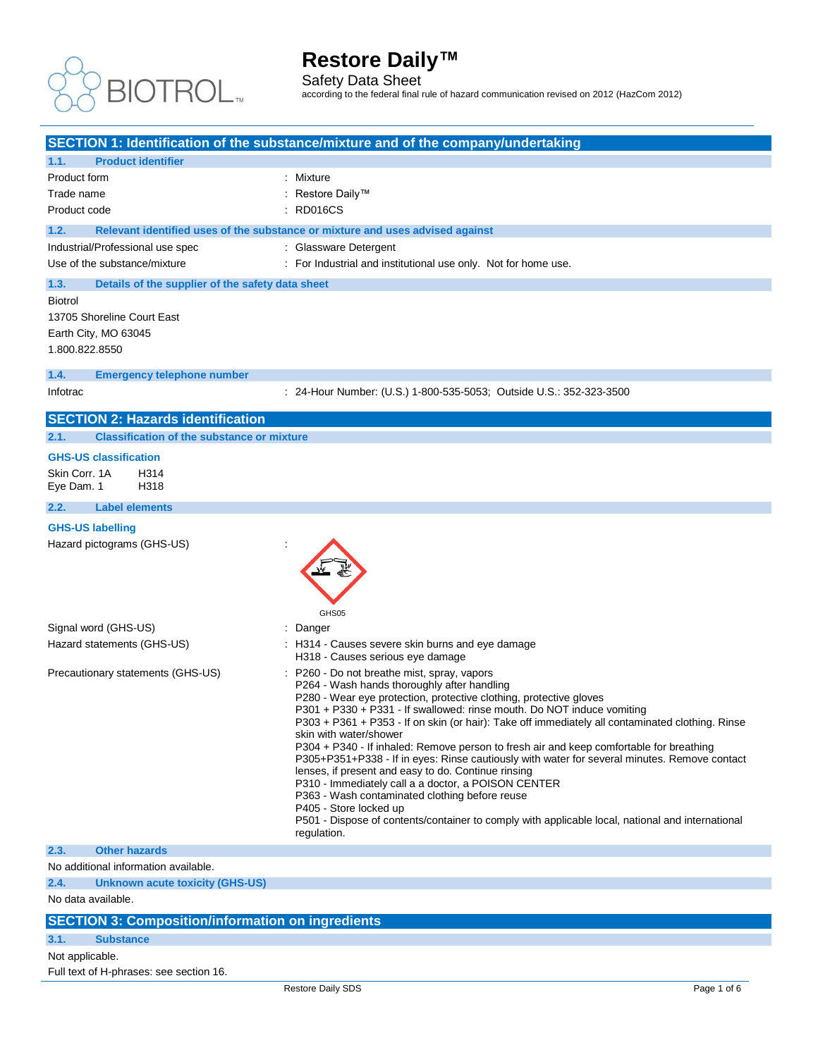# Restore Daily™

Safety Data Sheet

according to the federal final rule of hazard communication revised on 2012 (HazCom 2012)

## SECTION 1: Identification of the substance/mixture and of the company/undertaking

### 1.1. Product identifier

| | |
|---|---|
| Product form | : Mixture |
| Trade name | : Restore Daily™ |
| Product code | : RD016CS |

### 1.2. Relevant identified uses of the substance or mixture and uses advised against

| | |
|---|---|
| Industrial/Professional use spec | : Glassware Detergent |
| Use of the substance/mixture | : For Industrial and institutional use only. Not for home use. |

### 1.3. Details of the supplier of the safety data sheet

Biotrol
13705 Shoreline Court East
Earth City, MO 63045
1.800.822.8550

### 1.4. Emergency telephone number

| | |
|---|---|
| Infotrac | : 24-Hour Number: (U.S.) 1-800-535-5053; Outside U.S.: 352-323-3500 |

## SECTION 2: Hazards identification

### 2.1. Classification of the substance or mixture

**GHS-US classification**

Skin Corr. 1A H314
Eye Dam. 1 H318

### 2.2. Label elements

**GHS-US labelling**

Hazard pictograms (GHS-US) :

GHS05

Signal word (GHS-US) : Danger

Hazard statements (GHS-US) :
- H314 - Causes severe skin burns and eye damage
- H318 - Causes serious eye damage

Precautionary statements (GHS-US) :
- P260 - Do not breathe mist, spray, vapors
- P264 - Wash hands thoroughly after handling
- P280 - Wear eye protection, protective clothing, protective gloves
- P301 + P330 + P331 - If swallowed: rinse mouth. Do NOT induce vomiting
- P303 + P361 + P353 - If on skin (or hair): Take off immediately all contaminated clothing. Rinse skin with water/shower
- P304 + P340 - If inhaled: Remove person to fresh air and keep comfortable for breathing
- P305+P351+P338 - If in eyes: Rinse cautiously with water for several minutes. Remove contact lenses, if present and easy to do. Continue rinsing
- P310 - Immediately call a a doctor, a POISON CENTER
- P363 - Wash contaminated clothing before reuse
- P405 - Store locked up
- P501 - Dispose of contents/container to comply with applicable local, national and international regulation.

### 2.3. Other hazards

No additional information available.

### 2.4. Unknown acute toxicity (GHS-US)

No data available.

## SECTION 3: Composition/information on ingredients

### 3.1. Substance

Not applicable.

Full text of H-phrases: see section 16.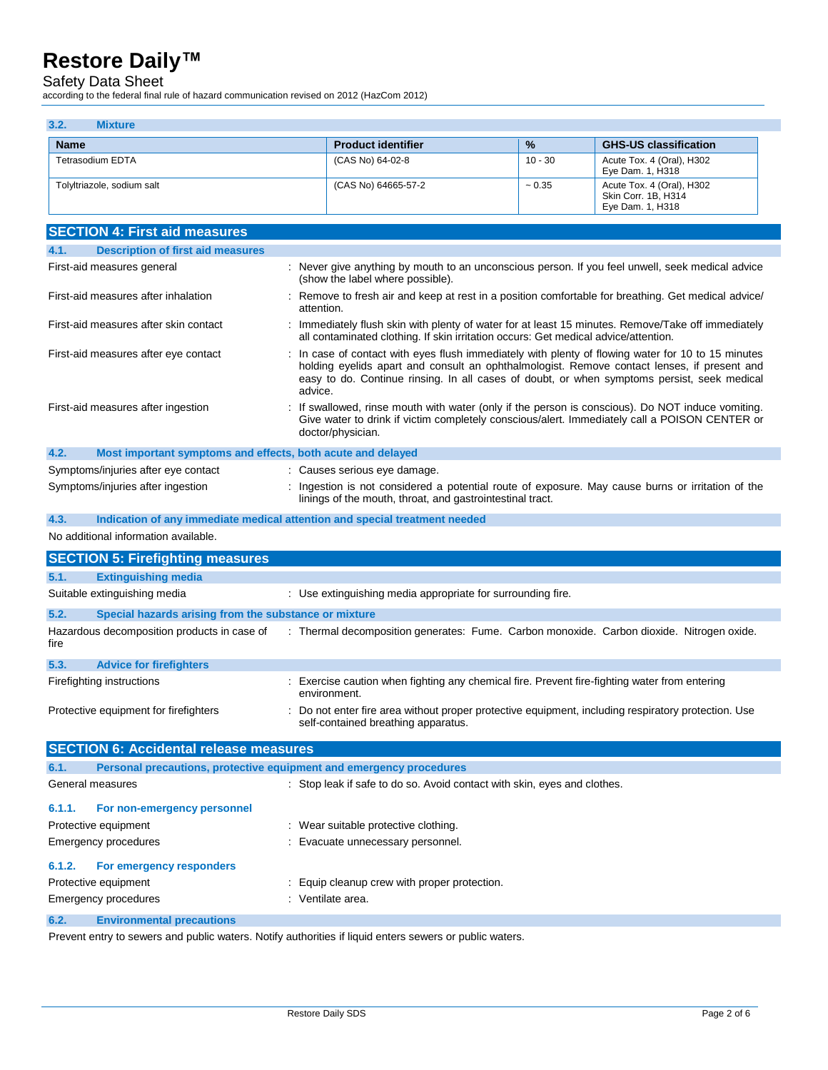### 3.2. Mixture

| Name | Product identifier | % | GHS-US classification |
|---|---|---|---|
| Tetrasodium EDTA | (CAS No) 64-02-8 | 10 - 30 | Acute Tox. 4 (Oral), H302<br>Eye Dam. 1, H318 |
| Tolyltriazole, sodium salt | (CAS No) 64665-57-2 | ~ 0.35 | Acute Tox. 4 (Oral), H302<br>Skin Corr. 1B, H314<br>Eye Dam. 1, H318 |

## SECTION 4: First aid measures

### 4.1. Description of first aid measures

First-aid measures general : Never give anything by mouth to an unconscious person. If you feel unwell, seek medical advice (show the label where possible).

First-aid measures after inhalation : Remove to fresh air and keep at rest in a position comfortable for breathing. Get medical advice/ attention.

First-aid measures after skin contact : Immediately flush skin with plenty of water for at least 15 minutes. Remove/Take off immediately all contaminated clothing. If skin irritation occurs: Get medical advice/attention.

First-aid measures after eye contact : In case of contact with eyes flush immediately with plenty of flowing water for 10 to 15 minutes holding eyelids apart and consult an ophthalmologist. Remove contact lenses, if present and easy to do. Continue rinsing. In all cases of doubt, or when symptoms persist, seek medical advice.

First-aid measures after ingestion : If swallowed, rinse mouth with water (only if the person is conscious). Do NOT induce vomiting. Give water to drink if victim completely conscious/alert. Immediately call a POISON CENTER or doctor/physician.

### 4.2. Most important symptoms and effects, both acute and delayed

Symptoms/injuries after eye contact : Causes serious eye damage.

Symptoms/injuries after ingestion : Ingestion is not considered a potential route of exposure. May cause burns or irritation of the linings of the mouth, throat, and gastrointestinal tract.

### 4.3. Indication of any immediate medical attention and special treatment needed

No additional information available.

## SECTION 5: Firefighting measures

### 5.1. Extinguishing media

Suitable extinguishing media : Use extinguishing media appropriate for surrounding fire.

### 5.2. Special hazards arising from the substance or mixture

Hazardous decomposition products in case of fire : Thermal decomposition generates: Fume. Carbon monoxide. Carbon dioxide. Nitrogen oxide.

### 5.3. Advice for firefighters

Firefighting instructions : Exercise caution when fighting any chemical fire. Prevent fire-fighting water from entering environment.

Protective equipment for firefighters : Do not enter fire area without proper protective equipment, including respiratory protection. Use self-contained breathing apparatus.

## SECTION 6: Accidental release measures

### 6.1. Personal precautions, protective equipment and emergency procedures

General measures : Stop leak if safe to do so. Avoid contact with skin, eyes and clothes.

#### 6.1.1. For non-emergency personnel

Protective equipment : Wear suitable protective clothing.

Emergency procedures : Evacuate unnecessary personnel.

#### 6.1.2. For emergency responders

Protective equipment : Equip cleanup crew with proper protection.

Emergency procedures : Ventilate area.

### 6.2. Environmental precautions

Prevent entry to sewers and public waters. Notify authorities if liquid enters sewers or public waters.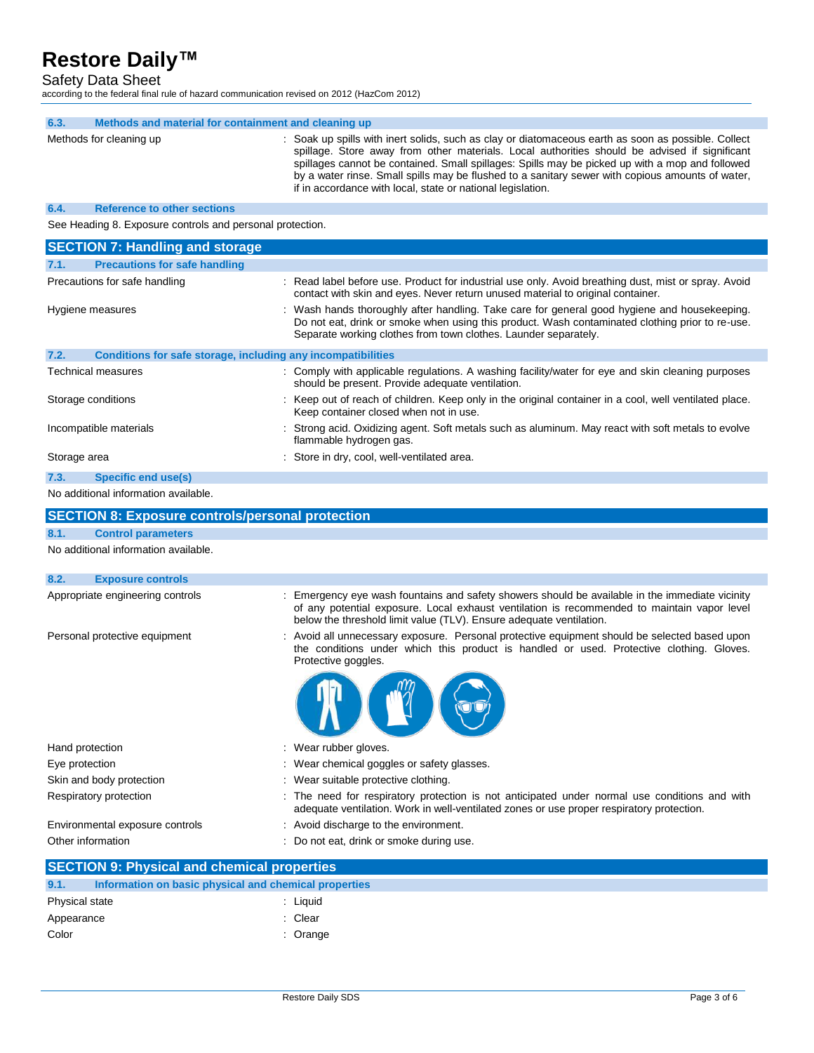#### 6.3. Methods and material for containment and cleaning up

| | |
|---|---|
| Methods for cleaning up | : Soak up spills with inert solids, such as clay or diatomaceous earth as soon as possible. Collect spillage. Store away from other materials. Local authorities should be advised if significant spillages cannot be contained. Small spillages: Spills may be picked up with a mop and followed by a water rinse. Small spills may be flushed to a sanitary sewer with copious amounts of water, if in accordance with local, state or national legislation. |

#### 6.4. Reference to other sections

See Heading 8. Exposure controls and personal protection.

## SECTION 7: Handling and storage

#### 7.1. Precautions for safe handling

| | |
|---|---|
| Precautions for safe handling | : Read label before use. Product for industrial use only. Avoid breathing dust, mist or spray. Avoid contact with skin and eyes. Never return unused material to original container. |
| Hygiene measures | : Wash hands thoroughly after handling. Take care for general good hygiene and housekeeping. Do not eat, drink or smoke when using this product. Wash contaminated clothing prior to re-use. Separate working clothes from town clothes. Launder separately. |

#### 7.2. Conditions for safe storage, including any incompatibilities

| | |
|---|---|
| Technical measures | : Comply with applicable regulations. A washing facility/water for eye and skin cleaning purposes should be present. Provide adequate ventilation. |
| Storage conditions | : Keep out of reach of children. Keep only in the original container in a cool, well ventilated place. Keep container closed when not in use. |
| Incompatible materials | : Strong acid. Oxidizing agent. Soft metals such as aluminum. May react with soft metals to evolve flammable hydrogen gas. |
| Storage area | : Store in dry, cool, well-ventilated area. |

#### 7.3. Specific end use(s)

No additional information available.

## SECTION 8: Exposure controls/personal protection

#### 8.1. Control parameters

No additional information available.

#### 8.2. Exposure controls

| | |
|---|---|
| Appropriate engineering controls | : Emergency eye wash fountains and safety showers should be available in the immediate vicinity of any potential exposure. Local exhaust ventilation is recommended to maintain vapor level below the threshold limit value (TLV). Ensure adequate ventilation. |
| Personal protective equipment | : Avoid all unnecessary exposure. Personal protective equipment should be selected based upon the conditions under which this product is handled or used. Protective clothing. Gloves. Protective goggles. |
| Hand protection | : Wear rubber gloves. |
| Eye protection | : Wear chemical goggles or safety glasses. |
| Skin and body protection | : Wear suitable protective clothing. |
| Respiratory protection | : The need for respiratory protection is not anticipated under normal use conditions and with adequate ventilation. Work in well-ventilated zones or use proper respiratory protection. |
| Environmental exposure controls | : Avoid discharge to the environment. |
| Other information | : Do not eat, drink or smoke during use. |

## SECTION 9: Physical and chemical properties

#### 9.1. Information on basic physical and chemical properties

| | |
|---|---|
| Physical state | : Liquid |
| Appearance | : Clear |
| Color | : Orange |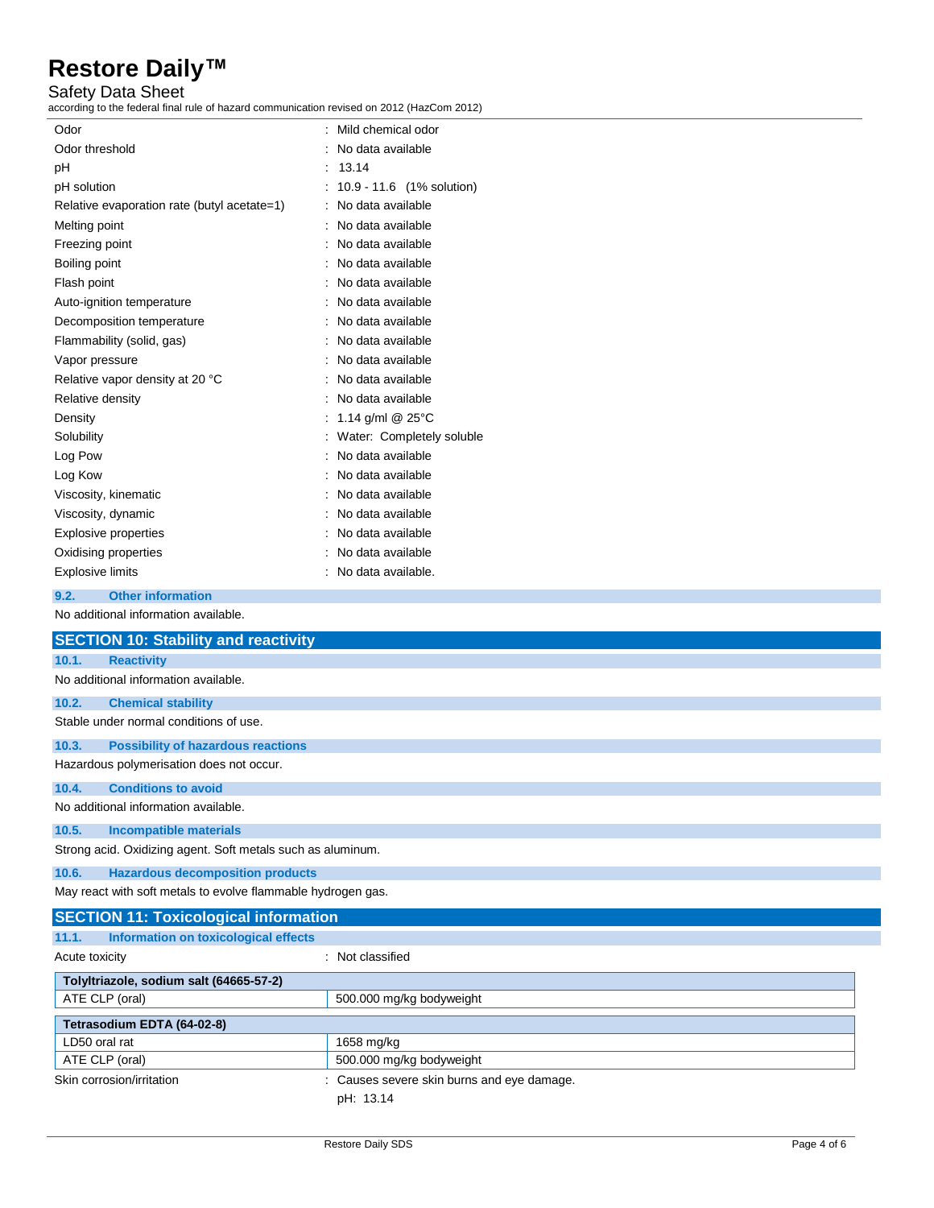| | |
|---|---|
| Odor | : Mild chemical odor |
| Odor threshold | : No data available |
| pH | : 13.14 |
| pH solution | : 10.9 - 11.6 (1% solution) |
| Relative evaporation rate (butyl acetate=1) | : No data available |
| Melting point | : No data available |
| Freezing point | : No data available |
| Boiling point | : No data available |
| Flash point | : No data available |
| Auto-ignition temperature | : No data available |
| Decomposition temperature | : No data available |
| Flammability (solid, gas) | : No data available |
| Vapor pressure | : No data available |
| Relative vapor density at 20 °C | : No data available |
| Relative density | : No data available |
| Density | : 1.14 g/ml @ 25°C |
| Solubility | : Water: Completely soluble |
| Log Pow | : No data available |
| Log Kow | : No data available |
| Viscosity, kinematic | : No data available |
| Viscosity, dynamic | : No data available |
| Explosive properties | : No data available |
| Oxidising properties | : No data available |
| Explosive limits | : No data available. |

### 9.2. Other information

No additional information available.

## SECTION 10: Stability and reactivity

### 10.1. Reactivity

No additional information available.

### 10.2. Chemical stability

Stable under normal conditions of use.

### 10.3. Possibility of hazardous reactions

Hazardous polymerisation does not occur.

### 10.4. Conditions to avoid

No additional information available.

### 10.5. Incompatible materials

Strong acid. Oxidizing agent. Soft metals such as aluminum.

### 10.6. Hazardous decomposition products

May react with soft metals to evolve flammable hydrogen gas.

## SECTION 11: Toxicological information

### 11.1. Information on toxicological effects

Acute toxicity : Not classified

| Tolyltriazole, sodium salt (64665-57-2) | |
|---|---|
| ATE CLP (oral) | 500.000 mg/kg bodyweight |

| Tetrasodium EDTA (64-02-8) | |
|---|---|
| LD50 oral rat | 1658 mg/kg |
| ATE CLP (oral) | 500.000 mg/kg bodyweight |

Skin corrosion/irritation : Causes severe skin burns and eye damage.

pH: 13.14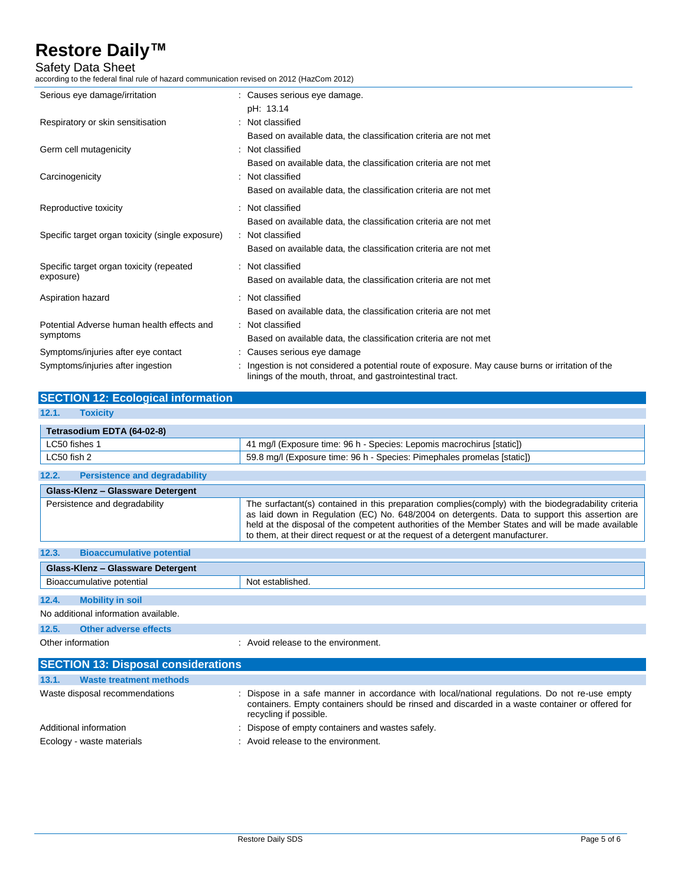| | |
|---|---|
| Serious eye damage/irritation | : Causes serious eye damage.<br>pH: 13.14 |
| Respiratory or skin sensitisation | : Not classified<br>Based on available data, the classification criteria are not met |
| Germ cell mutagenicity | : Not classified<br>Based on available data, the classification criteria are not met |
| Carcinogenicity | : Not classified<br>Based on available data, the classification criteria are not met |
| Reproductive toxicity | : Not classified<br>Based on available data, the classification criteria are not met |
| Specific target organ toxicity (single exposure) | : Not classified<br>Based on available data, the classification criteria are not met |
| Specific target organ toxicity (repeated exposure) | : Not classified<br>Based on available data, the classification criteria are not met |
| Aspiration hazard | : Not classified<br>Based on available data, the classification criteria are not met |
| Potential Adverse human health effects and symptoms | : Not classified<br>Based on available data, the classification criteria are not met |
| Symptoms/injuries after eye contact | : Causes serious eye damage |
| Symptoms/injuries after ingestion | : Ingestion is not considered a potential route of exposure. May cause burns or irritation of the linings of the mouth, throat, and gastrointestinal tract. |

## SECTION 12: Ecological information

### 12.1. Toxicity

| Tetrasodium EDTA (64-02-8) | |
|---|---|
| LC50 fishes 1 | 41 mg/l (Exposure time: 96 h - Species: Lepomis macrochirus [static]) |
| LC50 fish 2 | 59.8 mg/l (Exposure time: 96 h - Species: Pimephales promelas [static]) |

### 12.2. Persistence and degradability

| Glass-Klenz – Glassware Detergent | |
|---|---|
| Persistence and degradability | The surfactant(s) contained in this preparation complies(comply) with the biodegradability criteria as laid down in Regulation (EC) No. 648/2004 on detergents. Data to support this assertion are held at the disposal of the competent authorities of the Member States and will be made available to them, at their direct request or at the request of a detergent manufacturer. |

### 12.3. Bioaccumulative potential

| Glass-Klenz – Glassware Detergent | |
|---|---|
| Bioaccumulative potential | Not established. |

### 12.4. Mobility in soil

No additional information available.

### 12.5. Other adverse effects

Other information : Avoid release to the environment.

## SECTION 13: Disposal considerations

### 13.1. Waste treatment methods

| | |
|---|---|
| Waste disposal recommendations | : Dispose in a safe manner in accordance with local/national regulations. Do not re-use empty containers. Empty containers should be rinsed and discarded in a waste container or offered for recycling if possible. |
| Additional information | : Dispose of empty containers and wastes safely. |
| Ecology - waste materials | : Avoid release to the environment. |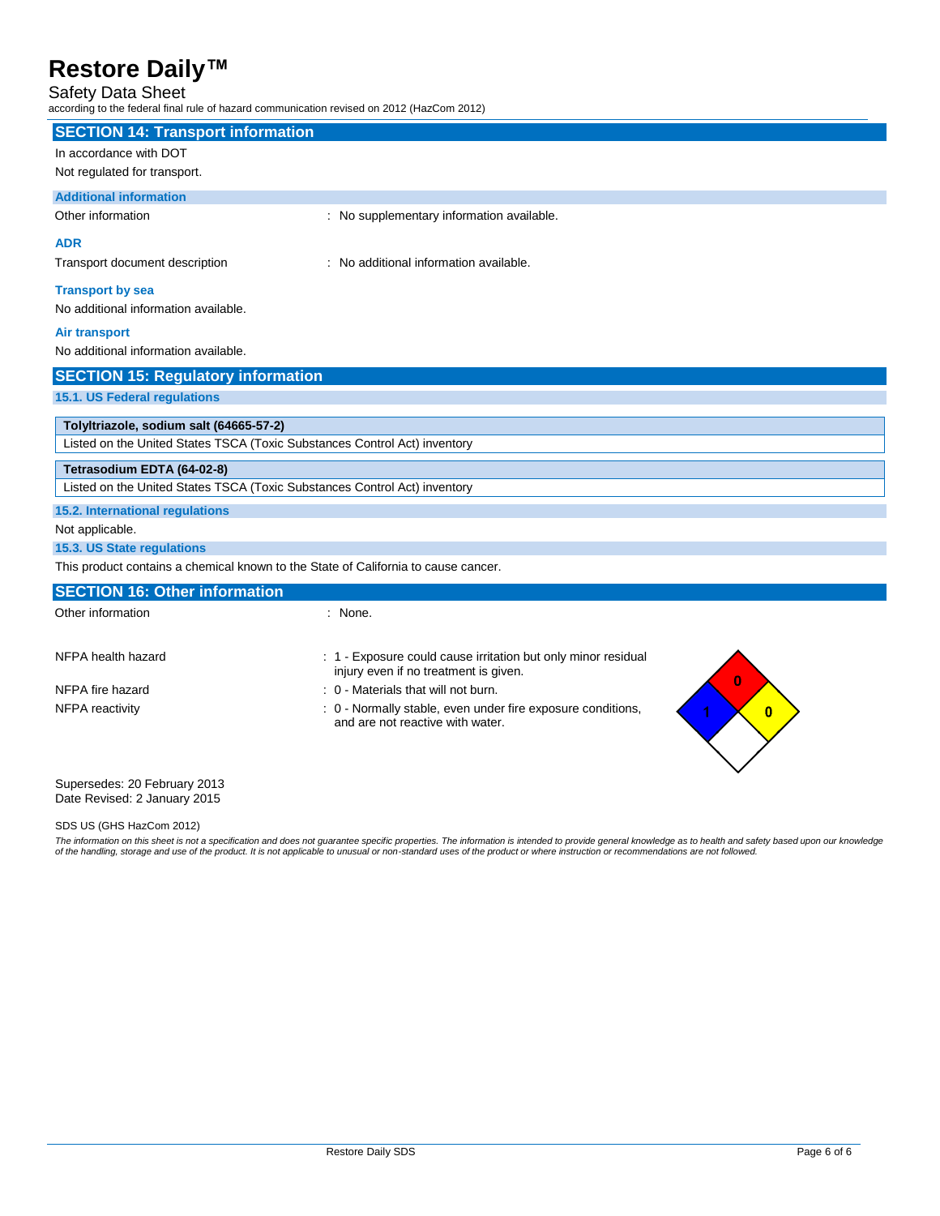# Restore Daily™

Safety Data Sheet

according to the federal final rule of hazard communication revised on 2012 (HazCom 2012)

## SECTION 14: Transport information

In accordance with DOT

Not regulated for transport.

### Additional information

Other information : No supplementary information available.

### ADR

Transport document description : No additional information available.

### Transport by sea

No additional information available.

### Air transport

No additional information available.

## SECTION 15: Regulatory information

### 15.1. US Federal regulations

| **Tolyltriazole, sodium salt (64665-57-2)** |
|---|
| Listed on the United States TSCA (Toxic Substances Control Act) inventory |

| **Tetrasodium EDTA (64-02-8)** |
|---|
| Listed on the United States TSCA (Toxic Substances Control Act) inventory |

### 15.2. International regulations

Not applicable.

### 15.3. US State regulations

This product contains a chemical known to the State of California to cause cancer.

## SECTION 16: Other information

Other information : None.

NFPA health hazard : 1 - Exposure could cause irritation but only minor residual injury even if no treatment is given.

NFPA fire hazard : 0 - Materials that will not burn.

NFPA reactivity : 0 - Normally stable, even under fire exposure conditions, and are not reactive with water.

0

1

0

Supersedes: 20 February 2013

Date Revised: 2 January 2015

SDS US (GHS HazCom 2012)

*The information on this sheet is not a specification and does not guarantee specific properties. The information is intended to provide general knowledge as to health and safety based upon our knowledge of the handling, storage and use of the product. It is not applicable to unusual or non-standard uses of the product or where instruction or recommendations are not followed.*